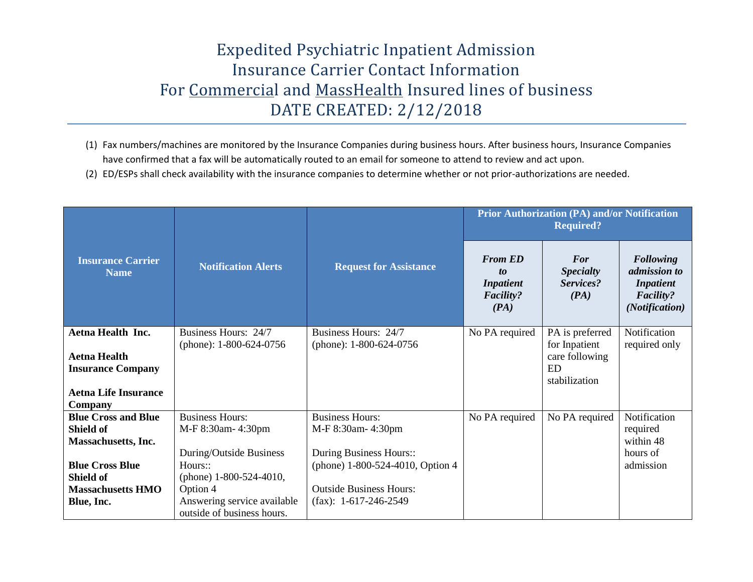# Expedited Psychiatric Inpatient Admission
# Insurance Carrier Contact Information
# For Commercial and MassHealth Insured lines of business
# DATE CREATED: 2/12/2018

(1) Fax numbers/machines are monitored by the Insurance Companies during business hours. After business hours, Insurance Companies have confirmed that a fax will be automatically routed to an email for someone to attend to review and act upon.

(2) ED/ESPs shall check availability with the insurance companies to determine whether or not prior-authorizations are needed.

| Insurance Carrier Name | Notification Alerts | Request for Assistance | Prior Authorization (PA) and/or Notification Required? | | |
|---|---|---|---|---|---|
| | | | *From ED to Inpatient Facility? (PA)* | *For Specialty Services? (PA)* | *Following admission to Inpatient Facility? (Notification)* |
| **Aetna Health Inc.**<br><br>**Aetna Health Insurance Company**<br><br>**Aetna Life Insurance Company** | Business Hours: 24/7<br>(phone): 1-800-624-0756 | Business Hours: 24/7<br>(phone): 1-800-624-0756 | No PA required | PA is preferred for Inpatient care following ED stabilization | Notification required only |
| **Blue Cross and Blue Shield of Massachusetts, Inc.**<br><br>**Blue Cross Blue Shield of Massachusetts HMO Blue, Inc.** | Business Hours:<br>M-F 8:30am- 4:30pm<br><br>During/Outside Business Hours::<br>(phone) 1-800-524-4010, Option 4<br>Answering service available outside of business hours. | Business Hours:<br>M-F 8:30am- 4:30pm<br><br>During Business Hours::<br>(phone) 1-800-524-4010, Option 4<br><br>Outside Business Hours:<br>(fax): 1-617-246-2549 | No PA required | No PA required | Notification required within 48 hours of admission |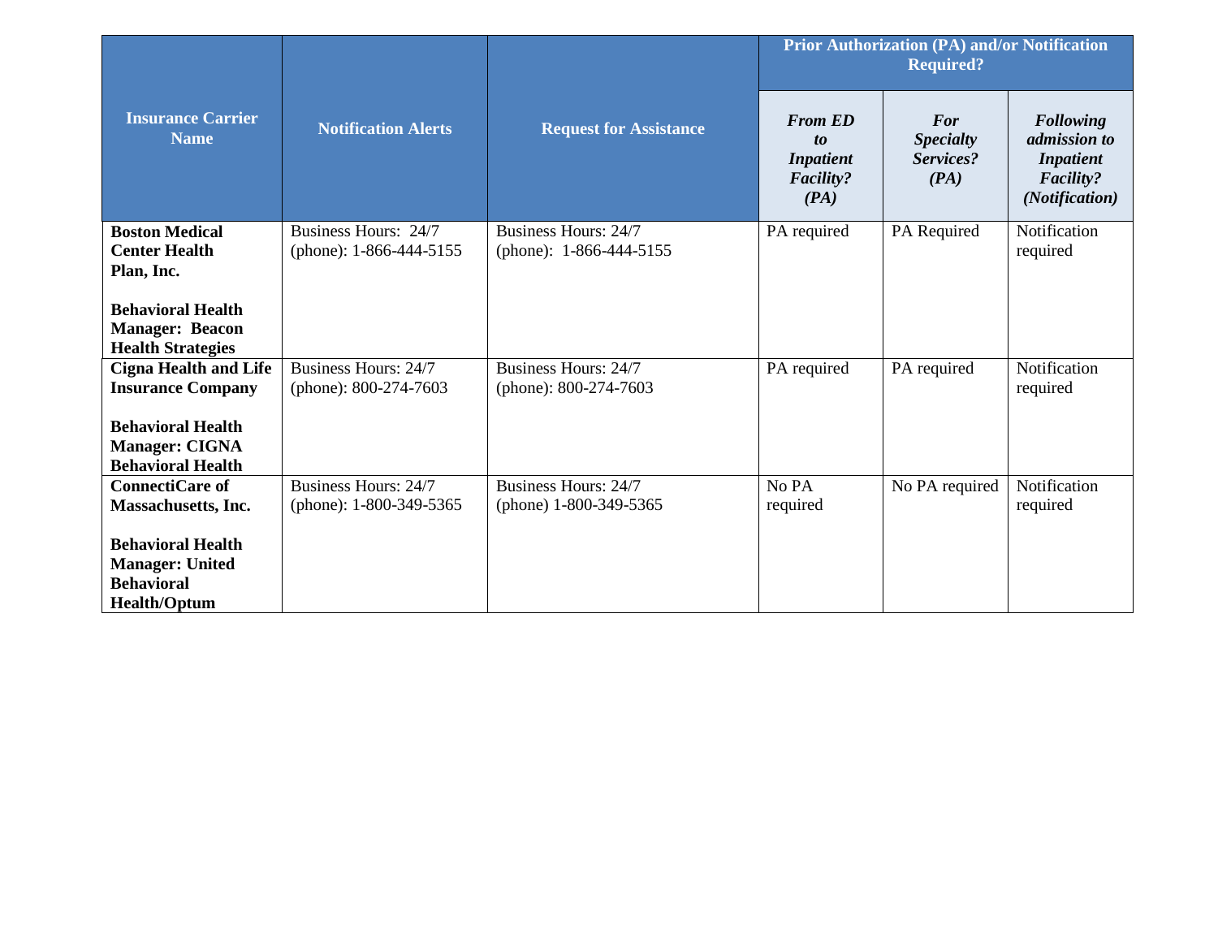| **Insurance Carrier Name** | **Notification Alerts** | **Request for Assistance** | **Prior Authorization (PA) and/or Notification Required?** | | |
|---|---|---|---|---|---|
| | | | ***From ED to Inpatient Facility? (PA)*** | ***For Specialty Services? (PA)*** | ***Following admission to Inpatient Facility? (Notification)*** |
| **Boston Medical Center Health Plan, Inc.**<br><br>**Behavioral Health Manager: Beacon Health Strategies** | Business Hours: 24/7<br>(phone): 1-866-444-5155 | Business Hours: 24/7<br>(phone): 1-866-444-5155 | PA required | PA Required | Notification required |
| **Cigna Health and Life Insurance Company**<br><br>**Behavioral Health Manager: CIGNA Behavioral Health** | Business Hours: 24/7<br>(phone): 800-274-7603 | Business Hours: 24/7<br>(phone): 800-274-7603 | PA required | PA required | Notification required |
| **ConnectiCare of Massachusetts, Inc.**<br><br>**Behavioral Health Manager: United Behavioral Health/Optum** | Business Hours: 24/7<br>(phone): 1-800-349-5365 | Business Hours: 24/7<br>(phone) 1-800-349-5365 | No PA required | No PA required | Notification required |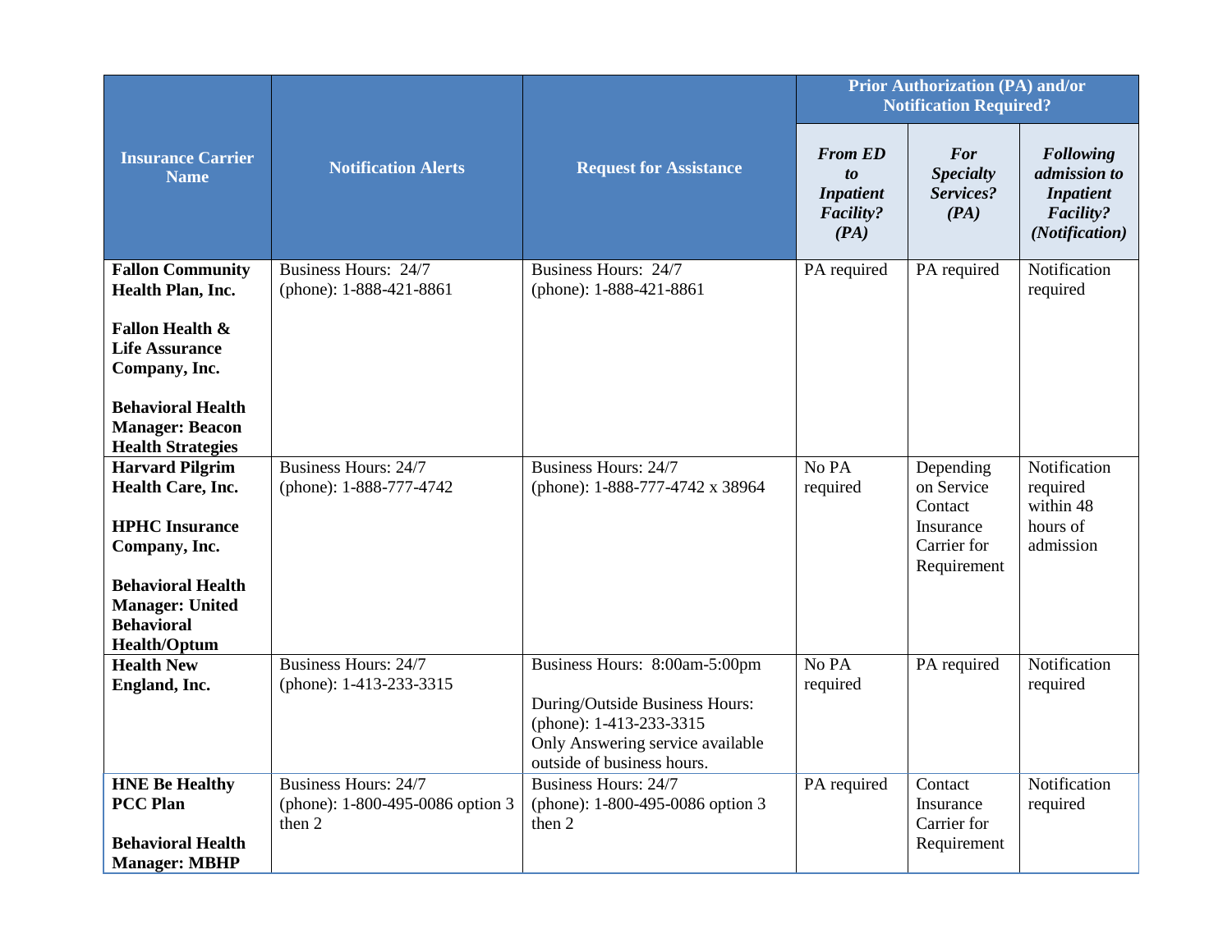| Insurance Carrier Name | Notification Alerts | Request for Assistance | Prior Authorization (PA) and/or Notification Required? | | |
|---|---|---|---|---|---|
| | | | ***From ED to Inpatient Facility? (PA)*** | ***For Specialty Services? (PA)*** | ***Following admission to Inpatient Facility? (Notification)*** |
| **Fallon Community Health Plan, Inc.**<br><br>**Fallon Health & Life Assurance Company, Inc.**<br><br>**Behavioral Health Manager: Beacon Health Strategies** | Business Hours: 24/7<br>(phone): 1-888-421-8861 | Business Hours: 24/7<br>(phone): 1-888-421-8861 | PA required | PA required | Notification required |
| **Harvard Pilgrim Health Care, Inc.**<br><br>**HPHC Insurance Company, Inc.**<br><br>**Behavioral Health Manager: United Behavioral Health/Optum** | Business Hours: 24/7<br>(phone): 1-888-777-4742 | Business Hours: 24/7<br>(phone): 1-888-777-4742 x 38964 | No PA required | Depending on Service Contact Insurance Carrier for Requirement | Notification required within 48 hours of admission |
| **Health New England, Inc.** | Business Hours: 24/7<br>(phone): 1-413-233-3315 | Business Hours: 8:00am-5:00pm<br><br>During/Outside Business Hours: (phone): 1-413-233-3315<br>Only Answering service available outside of business hours. | No PA required | PA required | Notification required |
| **HNE Be Healthy PCC Plan**<br><br>**Behavioral Health Manager: MBHP** | Business Hours: 24/7<br>(phone): 1-800-495-0086 option 3 then 2 | Business Hours: 24/7<br>(phone): 1-800-495-0086 option 3 then 2 | PA required | Contact Insurance Carrier for Requirement | Notification required |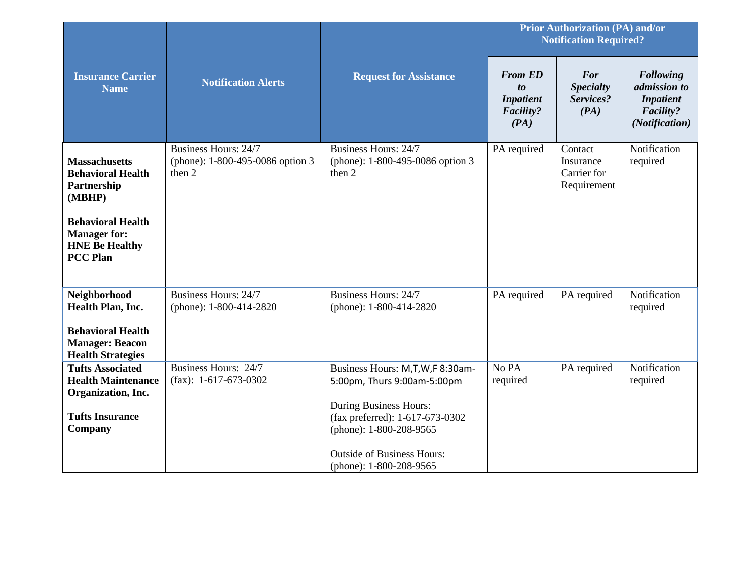| **Insurance Carrier Name** | **Notification Alerts** | **Request for Assistance** | **Prior Authorization (PA) and/or Notification Required?** | | |
|---|---|---|---|---|---|
| | | | ***From ED to Inpatient Facility? (PA)*** | ***For Specialty Services? (PA)*** | ***Following admission to Inpatient Facility? (Notification)*** |
| **Massachusetts Behavioral Health Partnership (MBHP)**<br><br>**Behavioral Health Manager for: HNE Be Healthy PCC Plan** | Business Hours: 24/7<br>(phone): 1-800-495-0086 option 3 then 2 | Business Hours: 24/7<br>(phone): 1-800-495-0086 option 3 then 2 | PA required | Contact Insurance Carrier for Requirement | Notification required |
| **Neighborhood Health Plan, Inc.**<br><br>**Behavioral Health Manager: Beacon Health Strategies** | Business Hours: 24/7<br>(phone): 1-800-414-2820 | Business Hours: 24/7<br>(phone): 1-800-414-2820 | PA required | PA required | Notification required |
| **Tufts Associated Health Maintenance Organization, Inc.**<br><br>**Tufts Insurance Company** | Business Hours: 24/7<br>(fax): 1-617-673-0302 | Business Hours: M,T,W,F 8:30am-5:00pm, Thurs 9:00am-5:00pm<br><br>During Business Hours:<br>(fax preferred): 1-617-673-0302<br>(phone): 1-800-208-9565<br><br>Outside of Business Hours:<br>(phone): 1-800-208-9565 | No PA required | PA required | Notification required |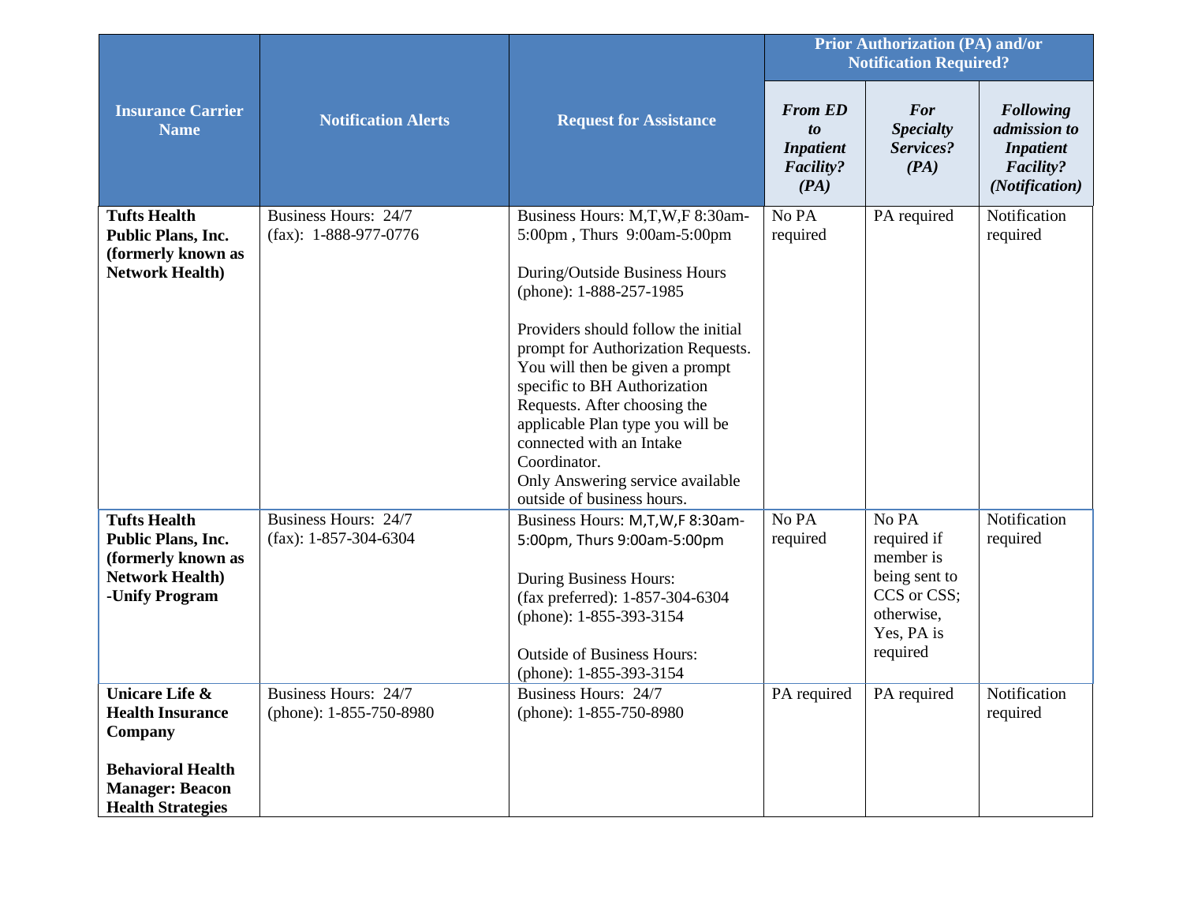| **Insurance Carrier Name** | **Notification Alerts** | **Request for Assistance** | **Prior Authorization (PA) and/or Notification Required?** | | |
|---|---|---|---|---|---|
| | | | ***From ED to Inpatient Facility? (PA)*** | ***For Specialty Services? (PA)*** | ***Following admission to Inpatient Facility? (Notification)*** |
| **Tufts Health Public Plans, Inc. (formerly known as Network Health)** | Business Hours: 24/7<br>(fax): 1-888-977-0776 | Business Hours: M,T,W,F 8:30am-5:00pm , Thurs 9:00am-5:00pm<br><br>During/Outside Business Hours (phone): 1-888-257-1985<br><br>Providers should follow the initial prompt for Authorization Requests. You will then be given a prompt specific to BH Authorization Requests. After choosing the applicable Plan type you will be connected with an Intake Coordinator.<br>Only Answering service available outside of business hours. | No PA required | PA required | Notification required |
| **Tufts Health Public Plans, Inc. (formerly known as Network Health) -Unify Program** | Business Hours: 24/7<br>(fax): 1-857-304-6304 | Business Hours: M,T,W,F 8:30am-5:00pm, Thurs 9:00am-5:00pm<br><br>During Business Hours:<br>(fax preferred): 1-857-304-6304<br>(phone): 1-855-393-3154<br><br>Outside of Business Hours:<br>(phone): 1-855-393-3154 | No PA required | No PA required if member is being sent to CCS or CSS; otherwise, Yes, PA is required | Notification required |
| **Unicare Life & Health Insurance Company**<br><br>**Behavioral Health Manager: Beacon Health Strategies** | Business Hours: 24/7<br>(phone): 1-855-750-8980 | Business Hours: 24/7<br>(phone): 1-855-750-8980 | PA required | PA required | Notification required |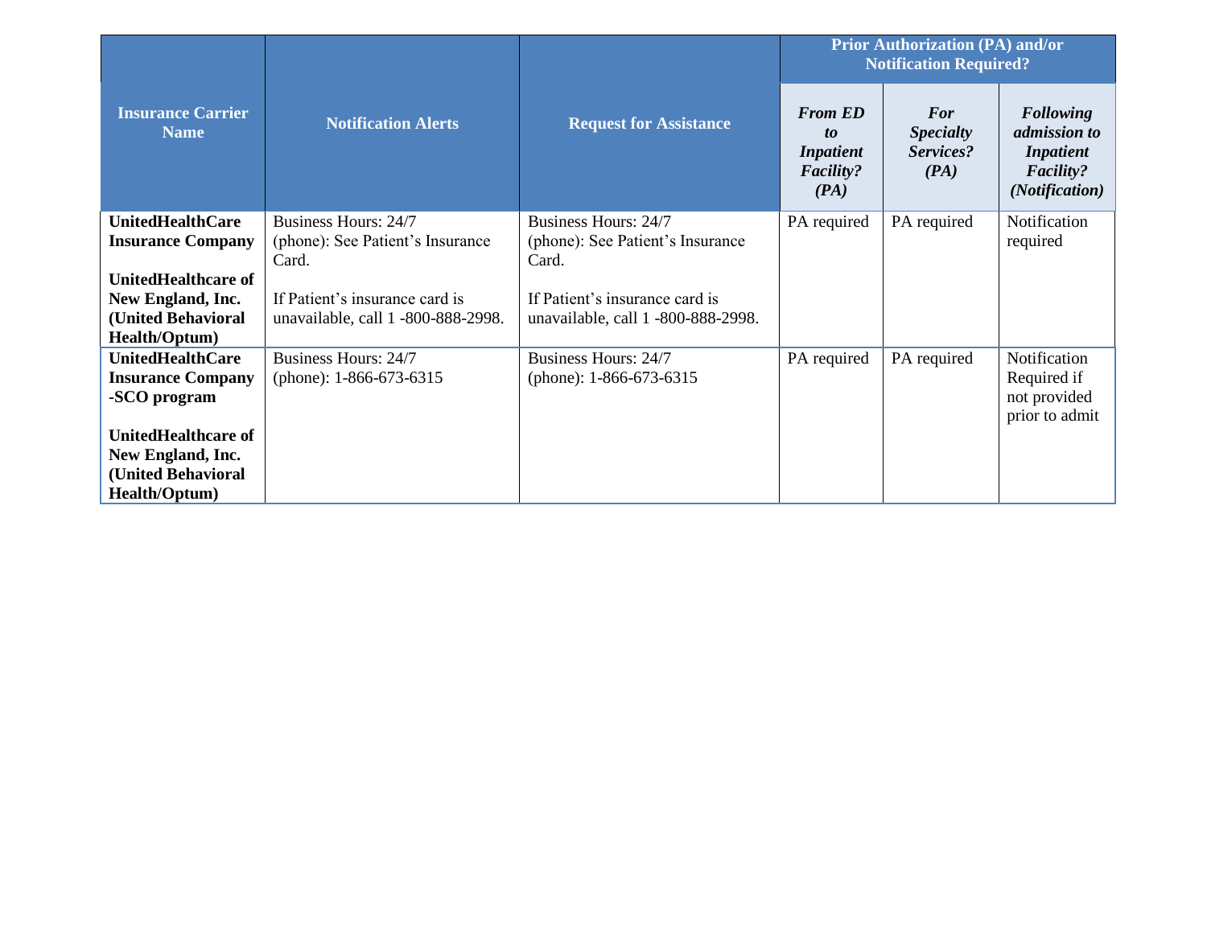| **Insurance Carrier Name** | **Notification Alerts** | **Request for Assistance** | **Prior Authorization (PA) and/or Notification Required?** | | |
|---|---|---|---|---|---|
| | | | ***From ED to Inpatient Facility? (PA)*** | ***For Specialty Services? (PA)*** | ***Following admission to Inpatient Facility? (Notification)*** |
| **UnitedHealthCare Insurance Company**<br><br>**UnitedHealthcare of New England, Inc. (United Behavioral Health/Optum)** | Business Hours: 24/7<br>(phone): See Patient's Insurance Card.<br><br>If Patient's insurance card is unavailable, call 1 -800-888-2998. | Business Hours: 24/7<br>(phone): See Patient's Insurance Card.<br><br>If Patient's insurance card is unavailable, call 1 -800-888-2998. | PA required | PA required | Notification required |
| **UnitedHealthCare Insurance Company -SCO program**<br><br>**UnitedHealthcare of New England, Inc. (United Behavioral Health/Optum)** | Business Hours: 24/7<br>(phone): 1-866-673-6315 | Business Hours: 24/7<br>(phone): 1-866-673-6315 | PA required | PA required | Notification Required if not provided prior to admit |